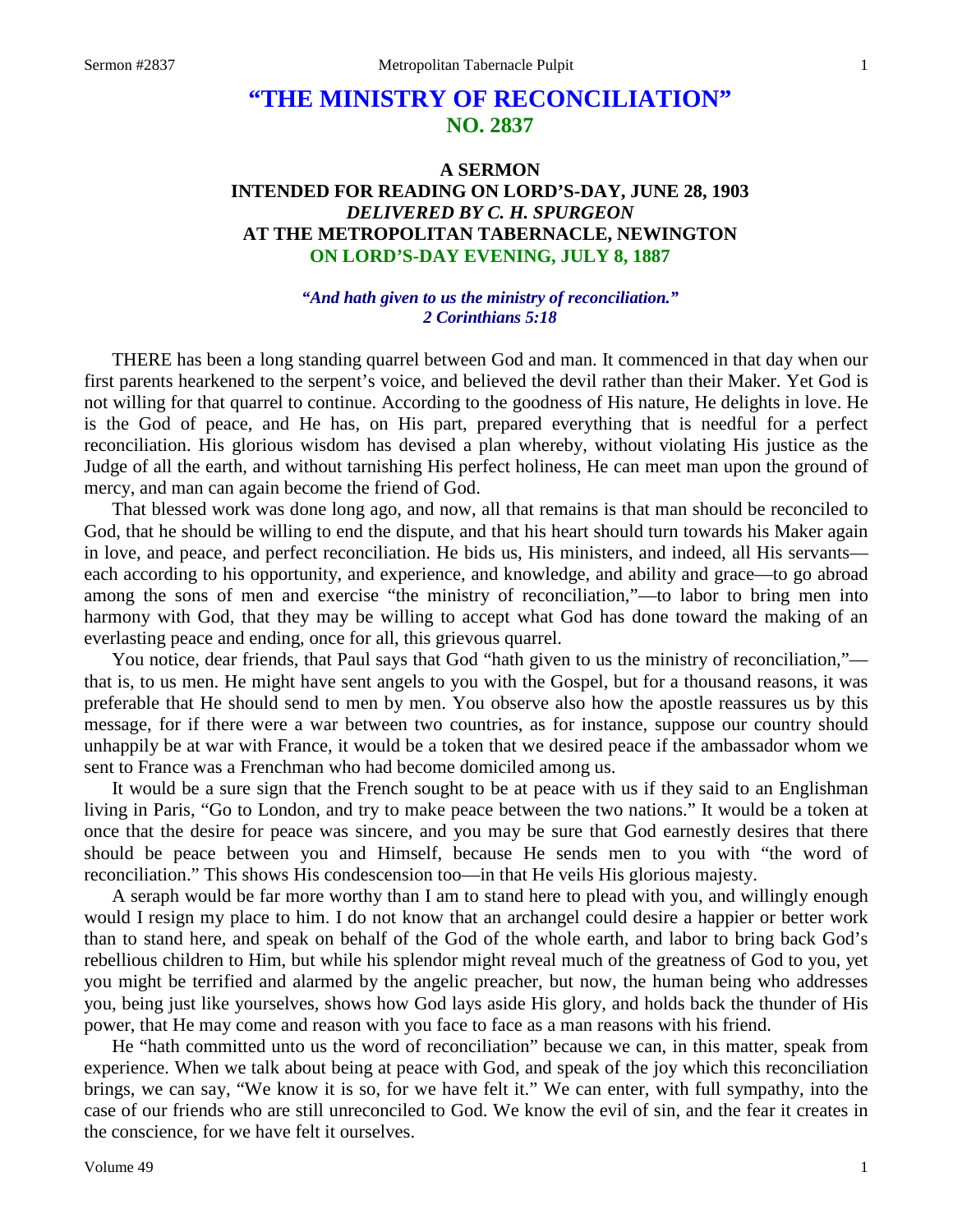# "THE MINISTRY OF RECONCILIATION"
## NO. 2837

### A SERMON
### INTENDED FOR READING ON LORD'S-DAY, JUNE 28, 1903
### *DELIVERED BY C. H. SPURGEON*
### AT THE METROPOLITAN TABERNACLE, NEWINGTON
### ON LORD'S-DAY EVENING, JULY 8, 1887

*"And hath given to us the ministry of reconciliation."*
*2 Corinthians 5:18*

THERE has been a long standing quarrel between God and man. It commenced in that day when our first parents hearkened to the serpent's voice, and believed the devil rather than their Maker. Yet God is not willing for that quarrel to continue. According to the goodness of His nature, He delights in love. He is the God of peace, and He has, on His part, prepared everything that is needful for a perfect reconciliation. His glorious wisdom has devised a plan whereby, without violating His justice as the Judge of all the earth, and without tarnishing His perfect holiness, He can meet man upon the ground of mercy, and man can again become the friend of God.

That blessed work was done long ago, and now, all that remains is that man should be reconciled to God, that he should be willing to end the dispute, and that his heart should turn towards his Maker again in love, and peace, and perfect reconciliation. He bids us, His ministers, and indeed, all His servants—each according to his opportunity, and experience, and knowledge, and ability and grace—to go abroad among the sons of men and exercise "the ministry of reconciliation,"—to labor to bring men into harmony with God, that they may be willing to accept what God has done toward the making of an everlasting peace and ending, once for all, this grievous quarrel.

You notice, dear friends, that Paul says that God "hath given to us the ministry of reconciliation,"—that is, to us men. He might have sent angels to you with the Gospel, but for a thousand reasons, it was preferable that He should send to men by men. You observe also how the apostle reassures us by this message, for if there were a war between two countries, as for instance, suppose our country should unhappily be at war with France, it would be a token that we desired peace if the ambassador whom we sent to France was a Frenchman who had become domiciled among us.

It would be a sure sign that the French sought to be at peace with us if they said to an Englishman living in Paris, "Go to London, and try to make peace between the two nations." It would be a token at once that the desire for peace was sincere, and you may be sure that God earnestly desires that there should be peace between you and Himself, because He sends men to you with "the word of reconciliation." This shows His condescension too—in that He veils His glorious majesty.

A seraph would be far more worthy than I am to stand here to plead with you, and willingly enough would I resign my place to him. I do not know that an archangel could desire a happier or better work than to stand here, and speak on behalf of the God of the whole earth, and labor to bring back God's rebellious children to Him, but while his splendor might reveal much of the greatness of God to you, yet you might be terrified and alarmed by the angelic preacher, but now, the human being who addresses you, being just like yourselves, shows how God lays aside His glory, and holds back the thunder of His power, that He may come and reason with you face to face as a man reasons with his friend.

He "hath committed unto us the word of reconciliation" because we can, in this matter, speak from experience. When we talk about being at peace with God, and speak of the joy which this reconciliation brings, we can say, "We know it is so, for we have felt it." We can enter, with full sympathy, into the case of our friends who are still unreconciled to God. We know the evil of sin, and the fear it creates in the conscience, for we have felt it ourselves.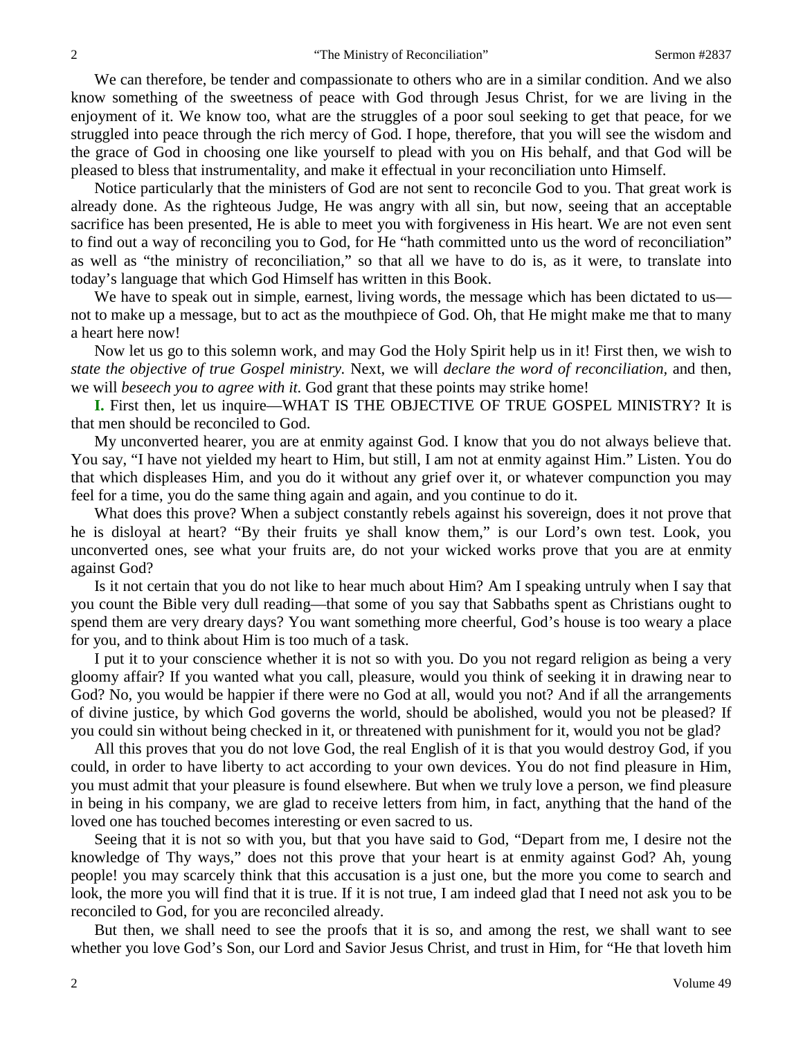We can therefore, be tender and compassionate to others who are in a similar condition. And we also know something of the sweetness of peace with God through Jesus Christ, for we are living in the enjoyment of it. We know too, what are the struggles of a poor soul seeking to get that peace, for we struggled into peace through the rich mercy of God. I hope, therefore, that you will see the wisdom and the grace of God in choosing one like yourself to plead with you on His behalf, and that God will be pleased to bless that instrumentality, and make it effectual in your reconciliation unto Himself.

Notice particularly that the ministers of God are not sent to reconcile God to you. That great work is already done. As the righteous Judge, He was angry with all sin, but now, seeing that an acceptable sacrifice has been presented, He is able to meet you with forgiveness in His heart. We are not even sent to find out a way of reconciling you to God, for He "hath committed unto us the word of reconciliation" as well as "the ministry of reconciliation," so that all we have to do is, as it were, to translate into today's language that which God Himself has written in this Book.

We have to speak out in simple, earnest, living words, the message which has been dictated to us—not to make up a message, but to act as the mouthpiece of God. Oh, that He might make me that to many a heart here now!

Now let us go to this solemn work, and may God the Holy Spirit help us in it! First then, we wish to *state the objective of true Gospel ministry.* Next, we will *declare the word of reconciliation,* and then, we will *beseech you to agree with it.* God grant that these points may strike home!

**I.** First then, let us inquire—WHAT IS THE OBJECTIVE OF TRUE GOSPEL MINISTRY? It is that men should be reconciled to God.

My unconverted hearer, you are at enmity against God. I know that you do not always believe that. You say, "I have not yielded my heart to Him, but still, I am not at enmity against Him." Listen. You do that which displeases Him, and you do it without any grief over it, or whatever compunction you may feel for a time, you do the same thing again and again, and you continue to do it.

What does this prove? When a subject constantly rebels against his sovereign, does it not prove that he is disloyal at heart? "By their fruits ye shall know them," is our Lord's own test. Look, you unconverted ones, see what your fruits are, do not your wicked works prove that you are at enmity against God?

Is it not certain that you do not like to hear much about Him? Am I speaking untruly when I say that you count the Bible very dull reading—that some of you say that Sabbaths spent as Christians ought to spend them are very dreary days? You want something more cheerful, God's house is too weary a place for you, and to think about Him is too much of a task.

I put it to your conscience whether it is not so with you. Do you not regard religion as being a very gloomy affair? If you wanted what you call, pleasure, would you think of seeking it in drawing near to God? No, you would be happier if there were no God at all, would you not? And if all the arrangements of divine justice, by which God governs the world, should be abolished, would you not be pleased? If you could sin without being checked in it, or threatened with punishment for it, would you not be glad?

All this proves that you do not love God, the real English of it is that you would destroy God, if you could, in order to have liberty to act according to your own devices. You do not find pleasure in Him, you must admit that your pleasure is found elsewhere. But when we truly love a person, we find pleasure in being in his company, we are glad to receive letters from him, in fact, anything that the hand of the loved one has touched becomes interesting or even sacred to us.

Seeing that it is not so with you, but that you have said to God, "Depart from me, I desire not the knowledge of Thy ways," does not this prove that your heart is at enmity against God? Ah, young people! you may scarcely think that this accusation is a just one, but the more you come to search and look, the more you will find that it is true. If it is not true, I am indeed glad that I need not ask you to be reconciled to God, for you are reconciled already.

But then, we shall need to see the proofs that it is so, and among the rest, we shall want to see whether you love God's Son, our Lord and Savior Jesus Christ, and trust in Him, for "He that loveth him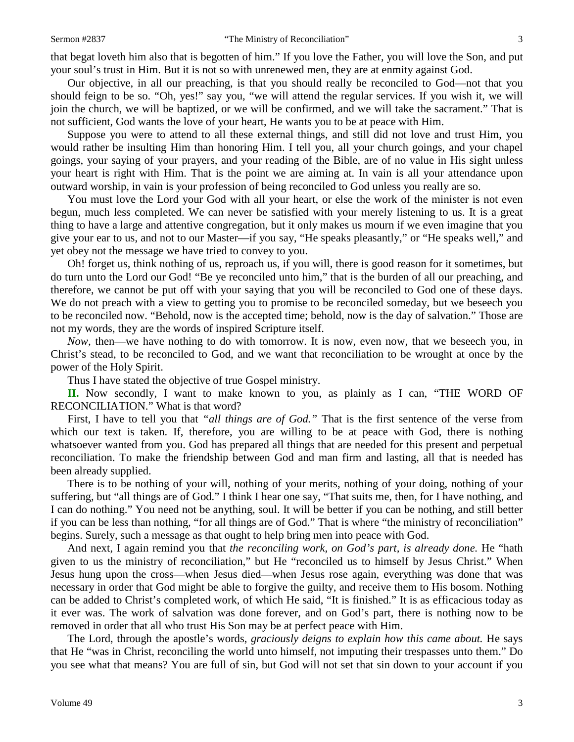that begat loveth him also that is begotten of him." If you love the Father, you will love the Son, and put your soul's trust in Him. But it is not so with unrenewed men, they are at enmity against God.

Our objective, in all our preaching, is that you should really be reconciled to God—not that you should feign to be so. "Oh, yes!" say you, "we will attend the regular services. If you wish it, we will join the church, we will be baptized, or we will be confirmed, and we will take the sacrament." That is not sufficient, God wants the love of your heart, He wants you to be at peace with Him.

Suppose you were to attend to all these external things, and still did not love and trust Him, you would rather be insulting Him than honoring Him. I tell you, all your church goings, and your chapel goings, your saying of your prayers, and your reading of the Bible, are of no value in His sight unless your heart is right with Him. That is the point we are aiming at. In vain is all your attendance upon outward worship, in vain is your profession of being reconciled to God unless you really are so.

You must love the Lord your God with all your heart, or else the work of the minister is not even begun, much less completed. We can never be satisfied with your merely listening to us. It is a great thing to have a large and attentive congregation, but it only makes us mourn if we even imagine that you give your ear to us, and not to our Master—if you say, "He speaks pleasantly," or "He speaks well," and yet obey not the message we have tried to convey to you.

Oh! forget us, think nothing of us, reproach us, if you will, there is good reason for it sometimes, but do turn unto the Lord our God! "Be ye reconciled unto him," that is the burden of all our preaching, and therefore, we cannot be put off with your saying that you will be reconciled to God one of these days. We do not preach with a view to getting you to promise to be reconciled someday, but we beseech you to be reconciled now. "Behold, now is the accepted time; behold, now is the day of salvation." Those are not my words, they are the words of inspired Scripture itself.

*Now*, then—we have nothing to do with tomorrow. It is now, even now, that we beseech you, in Christ's stead, to be reconciled to God, and we want that reconciliation to be wrought at once by the power of the Holy Spirit.

Thus I have stated the objective of true Gospel ministry.

**II.** Now secondly, I want to make known to you, as plainly as I can, "THE WORD OF RECONCILIATION." What is that word?

First, I have to tell you that *"all things are of God."* That is the first sentence of the verse from which our text is taken. If, therefore, you are willing to be at peace with God, there is nothing whatsoever wanted from you. God has prepared all things that are needed for this present and perpetual reconciliation. To make the friendship between God and man firm and lasting, all that is needed has been already supplied.

There is to be nothing of your will, nothing of your merits, nothing of your doing, nothing of your suffering, but "all things are of God." I think I hear one say, "That suits me, then, for I have nothing, and I can do nothing." You need not be anything, soul. It will be better if you can be nothing, and still better if you can be less than nothing, "for all things are of God." That is where "the ministry of reconciliation" begins. Surely, such a message as that ought to help bring men into peace with God.

And next, I again remind you that *the reconciling work, on God's part, is already done.* He "hath given to us the ministry of reconciliation," but He "reconciled us to himself by Jesus Christ." When Jesus hung upon the cross—when Jesus died—when Jesus rose again, everything was done that was necessary in order that God might be able to forgive the guilty, and receive them to His bosom. Nothing can be added to Christ's completed work, of which He said, "It is finished." It is as efficacious today as it ever was. The work of salvation was done forever, and on God's part, there is nothing now to be removed in order that all who trust His Son may be at perfect peace with Him.

The Lord, through the apostle's words, *graciously deigns to explain how this came about.* He says that He "was in Christ, reconciling the world unto himself, not imputing their trespasses unto them." Do you see what that means? You are full of sin, but God will not set that sin down to your account if you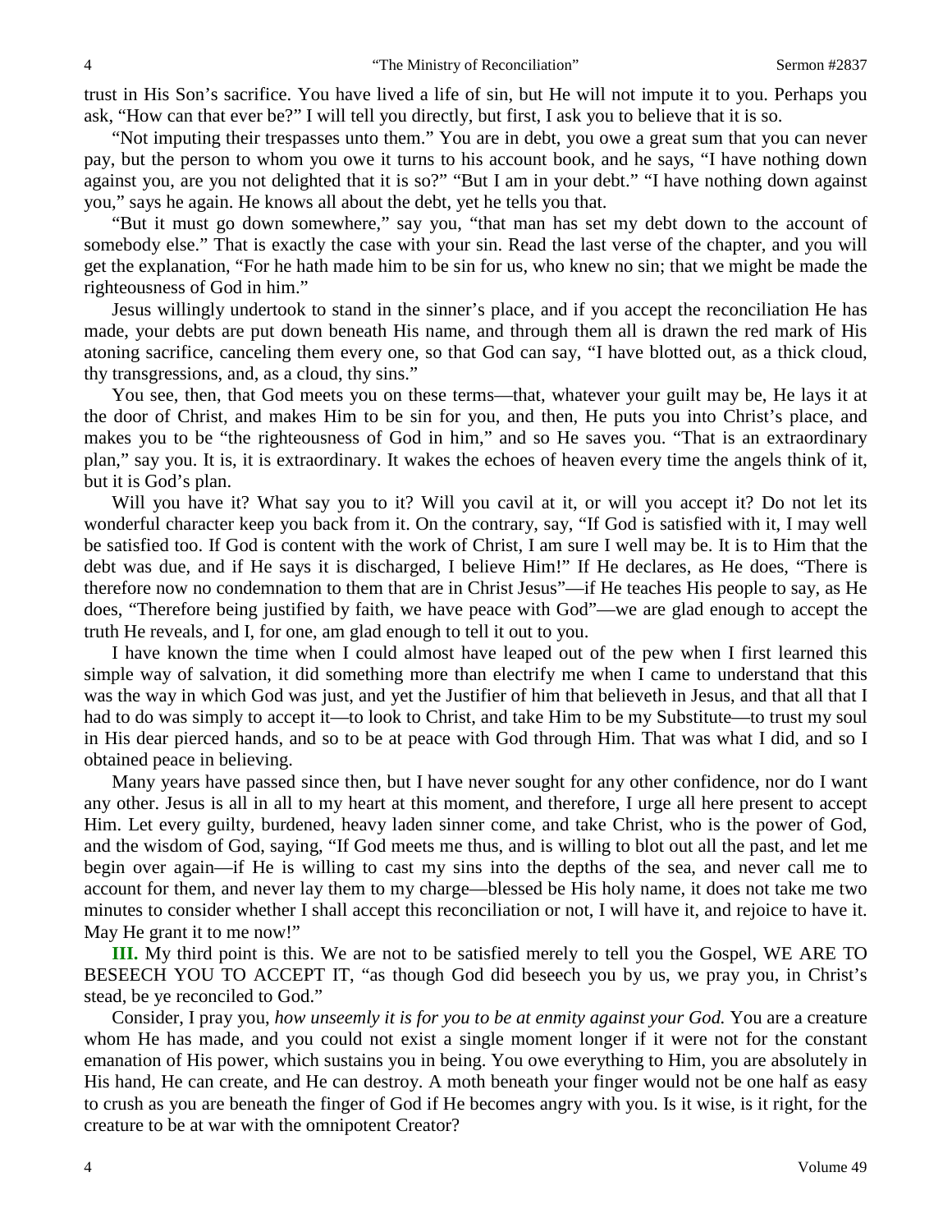trust in His Son's sacrifice. You have lived a life of sin, but He will not impute it to you. Perhaps you ask, "How can that ever be?" I will tell you directly, but first, I ask you to believe that it is so.

"Not imputing their trespasses unto them." You are in debt, you owe a great sum that you can never pay, but the person to whom you owe it turns to his account book, and he says, "I have nothing down against you, are you not delighted that it is so?" "But I am in your debt." "I have nothing down against you," says he again. He knows all about the debt, yet he tells you that.

"But it must go down somewhere," say you, "that man has set my debt down to the account of somebody else." That is exactly the case with your sin. Read the last verse of the chapter, and you will get the explanation, "For he hath made him to be sin for us, who knew no sin; that we might be made the righteousness of God in him."

Jesus willingly undertook to stand in the sinner's place, and if you accept the reconciliation He has made, your debts are put down beneath His name, and through them all is drawn the red mark of His atoning sacrifice, canceling them every one, so that God can say, "I have blotted out, as a thick cloud, thy transgressions, and, as a cloud, thy sins."

You see, then, that God meets you on these terms—that, whatever your guilt may be, He lays it at the door of Christ, and makes Him to be sin for you, and then, He puts you into Christ's place, and makes you to be "the righteousness of God in him," and so He saves you. "That is an extraordinary plan," say you. It is, it is extraordinary. It wakes the echoes of heaven every time the angels think of it, but it is God's plan.

Will you have it? What say you to it? Will you cavil at it, or will you accept it? Do not let its wonderful character keep you back from it. On the contrary, say, "If God is satisfied with it, I may well be satisfied too. If God is content with the work of Christ, I am sure I well may be. It is to Him that the debt was due, and if He says it is discharged, I believe Him!" If He declares, as He does, "There is therefore now no condemnation to them that are in Christ Jesus"—if He teaches His people to say, as He does, "Therefore being justified by faith, we have peace with God"—we are glad enough to accept the truth He reveals, and I, for one, am glad enough to tell it out to you.

I have known the time when I could almost have leaped out of the pew when I first learned this simple way of salvation, it did something more than electrify me when I came to understand that this was the way in which God was just, and yet the Justifier of him that believeth in Jesus, and that all that I had to do was simply to accept it—to look to Christ, and take Him to be my Substitute—to trust my soul in His dear pierced hands, and so to be at peace with God through Him. That was what I did, and so I obtained peace in believing.

Many years have passed since then, but I have never sought for any other confidence, nor do I want any other. Jesus is all in all to my heart at this moment, and therefore, I urge all here present to accept Him. Let every guilty, burdened, heavy laden sinner come, and take Christ, who is the power of God, and the wisdom of God, saying, "If God meets me thus, and is willing to blot out all the past, and let me begin over again—if He is willing to cast my sins into the depths of the sea, and never call me to account for them, and never lay them to my charge—blessed be His holy name, it does not take me two minutes to consider whether I shall accept this reconciliation or not, I will have it, and rejoice to have it. May He grant it to me now!"

**III.** My third point is this. We are not to be satisfied merely to tell you the Gospel, WE ARE TO BESEECH YOU TO ACCEPT IT, "as though God did beseech you by us, we pray you, in Christ's stead, be ye reconciled to God."

Consider, I pray you, *how unseemly it is for you to be at enmity against your God.* You are a creature whom He has made, and you could not exist a single moment longer if it were not for the constant emanation of His power, which sustains you in being. You owe everything to Him, you are absolutely in His hand, He can create, and He can destroy. A moth beneath your finger would not be one half as easy to crush as you are beneath the finger of God if He becomes angry with you. Is it wise, is it right, for the creature to be at war with the omnipotent Creator?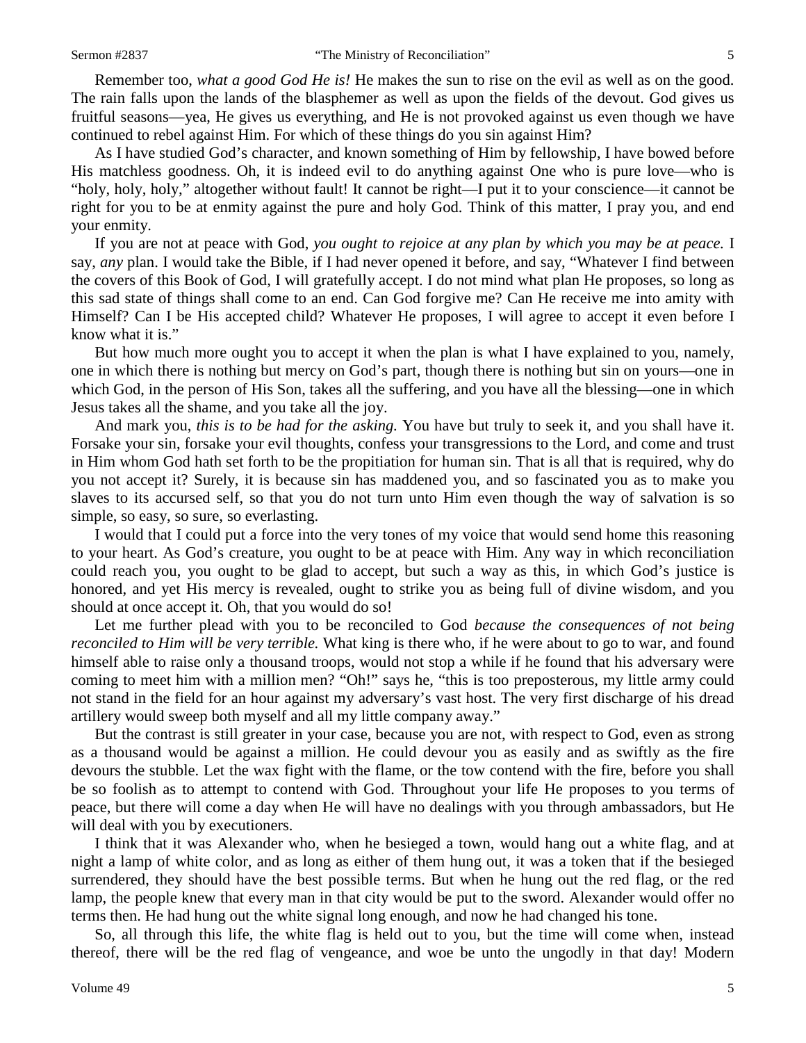Remember too, *what a good God He is!* He makes the sun to rise on the evil as well as on the good. The rain falls upon the lands of the blasphemer as well as upon the fields of the devout. God gives us fruitful seasons—yea, He gives us everything, and He is not provoked against us even though we have continued to rebel against Him. For which of these things do you sin against Him?

As I have studied God's character, and known something of Him by fellowship, I have bowed before His matchless goodness. Oh, it is indeed evil to do anything against One who is pure love—who is "holy, holy, holy," altogether without fault! It cannot be right—I put it to your conscience—it cannot be right for you to be at enmity against the pure and holy God. Think of this matter, I pray you, and end your enmity.

If you are not at peace with God, *you ought to rejoice at any plan by which you may be at peace.* I say, *any* plan. I would take the Bible, if I had never opened it before, and say, "Whatever I find between the covers of this Book of God, I will gratefully accept. I do not mind what plan He proposes, so long as this sad state of things shall come to an end. Can God forgive me? Can He receive me into amity with Himself? Can I be His accepted child? Whatever He proposes, I will agree to accept it even before I know what it is."

But how much more ought you to accept it when the plan is what I have explained to you, namely, one in which there is nothing but mercy on God's part, though there is nothing but sin on yours—one in which God, in the person of His Son, takes all the suffering, and you have all the blessing—one in which Jesus takes all the shame, and you take all the joy.

And mark you, *this is to be had for the asking.* You have but truly to seek it, and you shall have it. Forsake your sin, forsake your evil thoughts, confess your transgressions to the Lord, and come and trust in Him whom God hath set forth to be the propitiation for human sin. That is all that is required, why do you not accept it? Surely, it is because sin has maddened you, and so fascinated you as to make you slaves to its accursed self, so that you do not turn unto Him even though the way of salvation is so simple, so easy, so sure, so everlasting.

I would that I could put a force into the very tones of my voice that would send home this reasoning to your heart. As God's creature, you ought to be at peace with Him. Any way in which reconciliation could reach you, you ought to be glad to accept, but such a way as this, in which God's justice is honored, and yet His mercy is revealed, ought to strike you as being full of divine wisdom, and you should at once accept it. Oh, that you would do so!

Let me further plead with you to be reconciled to God *because the consequences of not being reconciled to Him will be very terrible.* What king is there who, if he were about to go to war, and found himself able to raise only a thousand troops, would not stop a while if he found that his adversary were coming to meet him with a million men? "Oh!" says he, "this is too preposterous, my little army could not stand in the field for an hour against my adversary's vast host. The very first discharge of his dread artillery would sweep both myself and all my little company away."

But the contrast is still greater in your case, because you are not, with respect to God, even as strong as a thousand would be against a million. He could devour you as easily and as swiftly as the fire devours the stubble. Let the wax fight with the flame, or the tow contend with the fire, before you shall be so foolish as to attempt to contend with God. Throughout your life He proposes to you terms of peace, but there will come a day when He will have no dealings with you through ambassadors, but He will deal with you by executioners.

I think that it was Alexander who, when he besieged a town, would hang out a white flag, and at night a lamp of white color, and as long as either of them hung out, it was a token that if the besieged surrendered, they should have the best possible terms. But when he hung out the red flag, or the red lamp, the people knew that every man in that city would be put to the sword. Alexander would offer no terms then. He had hung out the white signal long enough, and now he had changed his tone.

So, all through this life, the white flag is held out to you, but the time will come when, instead thereof, there will be the red flag of vengeance, and woe be unto the ungodly in that day! Modern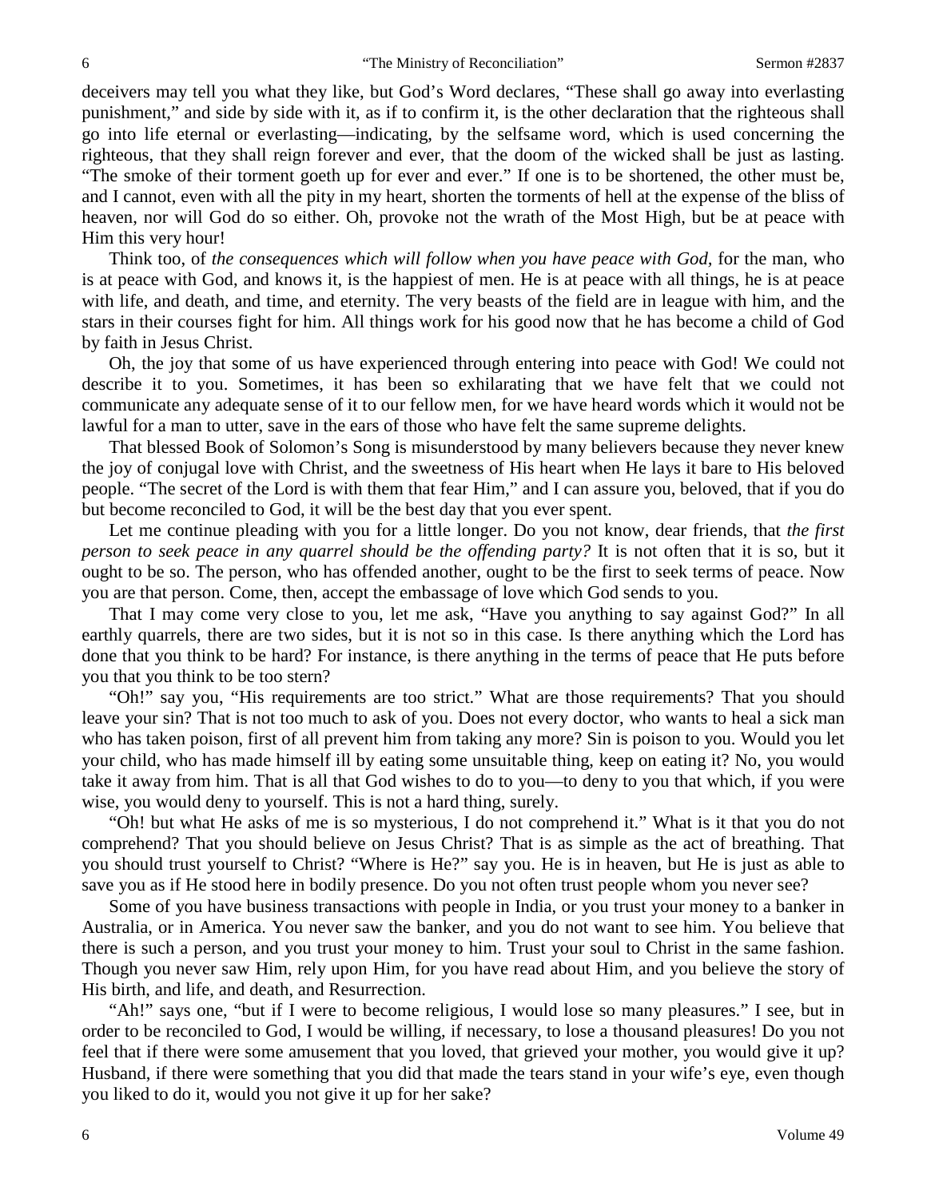deceivers may tell you what they like, but God's Word declares, "These shall go away into everlasting punishment," and side by side with it, as if to confirm it, is the other declaration that the righteous shall go into life eternal or everlasting—indicating, by the selfsame word, which is used concerning the righteous, that they shall reign forever and ever, that the doom of the wicked shall be just as lasting. "The smoke of their torment goeth up for ever and ever." If one is to be shortened, the other must be, and I cannot, even with all the pity in my heart, shorten the torments of hell at the expense of the bliss of heaven, nor will God do so either. Oh, provoke not the wrath of the Most High, but be at peace with Him this very hour!

Think too, of *the consequences which will follow when you have peace with God,* for the man, who is at peace with God, and knows it, is the happiest of men. He is at peace with all things, he is at peace with life, and death, and time, and eternity. The very beasts of the field are in league with him, and the stars in their courses fight for him. All things work for his good now that he has become a child of God by faith in Jesus Christ.

Oh, the joy that some of us have experienced through entering into peace with God! We could not describe it to you. Sometimes, it has been so exhilarating that we have felt that we could not communicate any adequate sense of it to our fellow men, for we have heard words which it would not be lawful for a man to utter, save in the ears of those who have felt the same supreme delights.

That blessed Book of Solomon's Song is misunderstood by many believers because they never knew the joy of conjugal love with Christ, and the sweetness of His heart when He lays it bare to His beloved people. "The secret of the Lord is with them that fear Him," and I can assure you, beloved, that if you do but become reconciled to God, it will be the best day that you ever spent.

Let me continue pleading with you for a little longer. Do you not know, dear friends, that *the first person to seek peace in any quarrel should be the offending party?* It is not often that it is so, but it ought to be so. The person, who has offended another, ought to be the first to seek terms of peace. Now you are that person. Come, then, accept the embassage of love which God sends to you.

That I may come very close to you, let me ask, "Have you anything to say against God?" In all earthly quarrels, there are two sides, but it is not so in this case. Is there anything which the Lord has done that you think to be hard? For instance, is there anything in the terms of peace that He puts before you that you think to be too stern?

"Oh!" say you, "His requirements are too strict." What are those requirements? That you should leave your sin? That is not too much to ask of you. Does not every doctor, who wants to heal a sick man who has taken poison, first of all prevent him from taking any more? Sin is poison to you. Would you let your child, who has made himself ill by eating some unsuitable thing, keep on eating it? No, you would take it away from him. That is all that God wishes to do to you—to deny to you that which, if you were wise, you would deny to yourself. This is not a hard thing, surely.

"Oh! but what He asks of me is so mysterious, I do not comprehend it." What is it that you do not comprehend? That you should believe on Jesus Christ? That is as simple as the act of breathing. That you should trust yourself to Christ? "Where is He?" say you. He is in heaven, but He is just as able to save you as if He stood here in bodily presence. Do you not often trust people whom you never see?

Some of you have business transactions with people in India, or you trust your money to a banker in Australia, or in America. You never saw the banker, and you do not want to see him. You believe that there is such a person, and you trust your money to him. Trust your soul to Christ in the same fashion. Though you never saw Him, rely upon Him, for you have read about Him, and you believe the story of His birth, and life, and death, and Resurrection.

"Ah!" says one, "but if I were to become religious, I would lose so many pleasures." I see, but in order to be reconciled to God, I would be willing, if necessary, to lose a thousand pleasures! Do you not feel that if there were some amusement that you loved, that grieved your mother, you would give it up? Husband, if there were something that you did that made the tears stand in your wife's eye, even though you liked to do it, would you not give it up for her sake?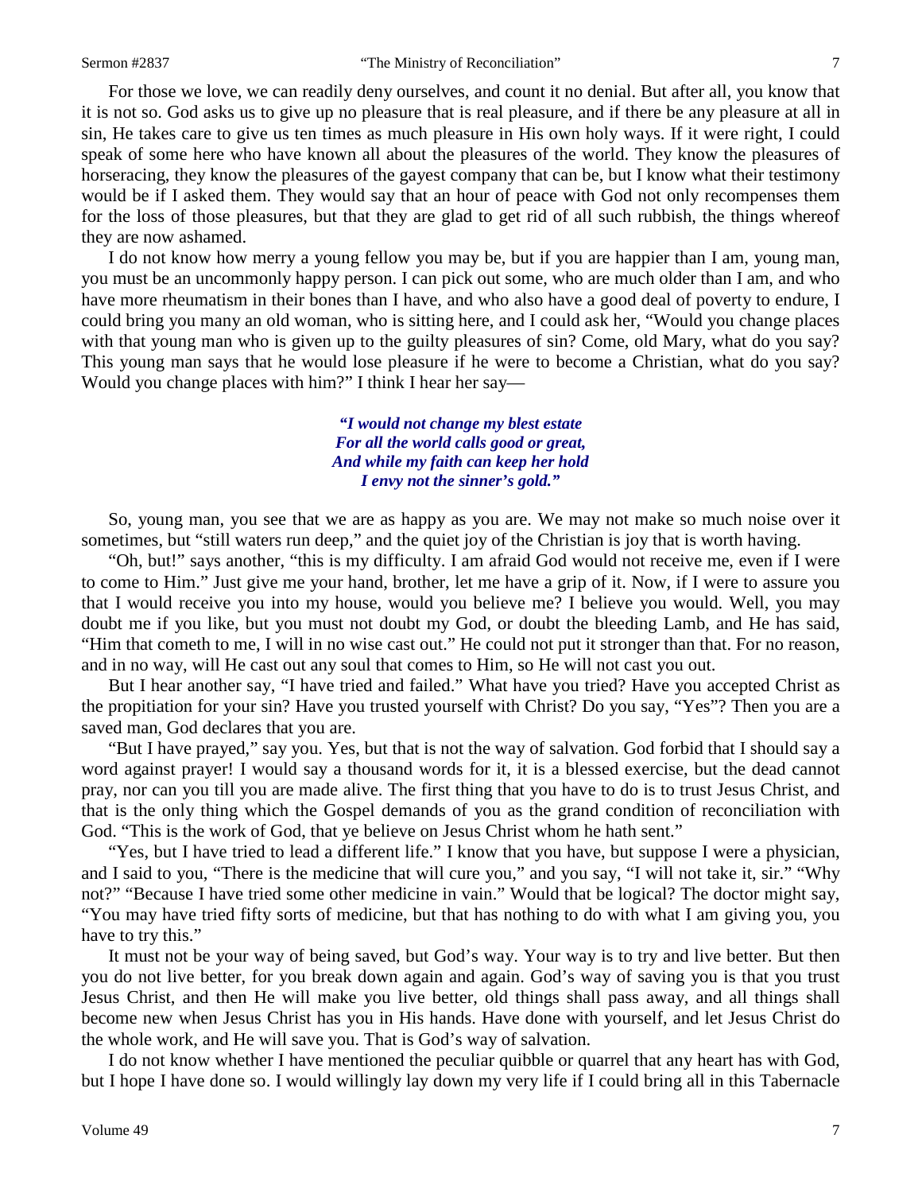For those we love, we can readily deny ourselves, and count it no denial. But after all, you know that it is not so. God asks us to give up no pleasure that is real pleasure, and if there be any pleasure at all in sin, He takes care to give us ten times as much pleasure in His own holy ways. If it were right, I could speak of some here who have known all about the pleasures of the world. They know the pleasures of horseracing, they know the pleasures of the gayest company that can be, but I know what their testimony would be if I asked them. They would say that an hour of peace with God not only recompenses them for the loss of those pleasures, but that they are glad to get rid of all such rubbish, the things whereof they are now ashamed.

I do not know how merry a young fellow you may be, but if you are happier than I am, young man, you must be an uncommonly happy person. I can pick out some, who are much older than I am, and who have more rheumatism in their bones than I have, and who also have a good deal of poverty to endure, I could bring you many an old woman, who is sitting here, and I could ask her, "Would you change places with that young man who is given up to the guilty pleasures of sin? Come, old Mary, what do you say? This young man says that he would lose pleasure if he were to become a Christian, what do you say? Would you change places with him?" I think I hear her say—

> ***"I would not change my blest estate***
> ***For all the world calls good or great,***
> ***And while my faith can keep her hold***
> ***I envy not the sinner's gold."***

So, young man, you see that we are as happy as you are. We may not make so much noise over it sometimes, but "still waters run deep," and the quiet joy of the Christian is joy that is worth having.

"Oh, but!" says another, "this is my difficulty. I am afraid God would not receive me, even if I were to come to Him." Just give me your hand, brother, let me have a grip of it. Now, if I were to assure you that I would receive you into my house, would you believe me? I believe you would. Well, you may doubt me if you like, but you must not doubt my God, or doubt the bleeding Lamb, and He has said, "Him that cometh to me, I will in no wise cast out." He could not put it stronger than that. For no reason, and in no way, will He cast out any soul that comes to Him, so He will not cast you out.

But I hear another say, "I have tried and failed." What have you tried? Have you accepted Christ as the propitiation for your sin? Have you trusted yourself with Christ? Do you say, "Yes"? Then you are a saved man, God declares that you are.

"But I have prayed," say you. Yes, but that is not the way of salvation. God forbid that I should say a word against prayer! I would say a thousand words for it, it is a blessed exercise, but the dead cannot pray, nor can you till you are made alive. The first thing that you have to do is to trust Jesus Christ, and that is the only thing which the Gospel demands of you as the grand condition of reconciliation with God. "This is the work of God, that ye believe on Jesus Christ whom he hath sent."

"Yes, but I have tried to lead a different life." I know that you have, but suppose I were a physician, and I said to you, "There is the medicine that will cure you," and you say, "I will not take it, sir." "Why not?" "Because I have tried some other medicine in vain." Would that be logical? The doctor might say, "You may have tried fifty sorts of medicine, but that has nothing to do with what I am giving you, you have to try this."

It must not be your way of being saved, but God's way. Your way is to try and live better. But then you do not live better, for you break down again and again. God's way of saving you is that you trust Jesus Christ, and then He will make you live better, old things shall pass away, and all things shall become new when Jesus Christ has you in His hands. Have done with yourself, and let Jesus Christ do the whole work, and He will save you. That is God's way of salvation.

I do not know whether I have mentioned the peculiar quibble or quarrel that any heart has with God, but I hope I have done so. I would willingly lay down my very life if I could bring all in this Tabernacle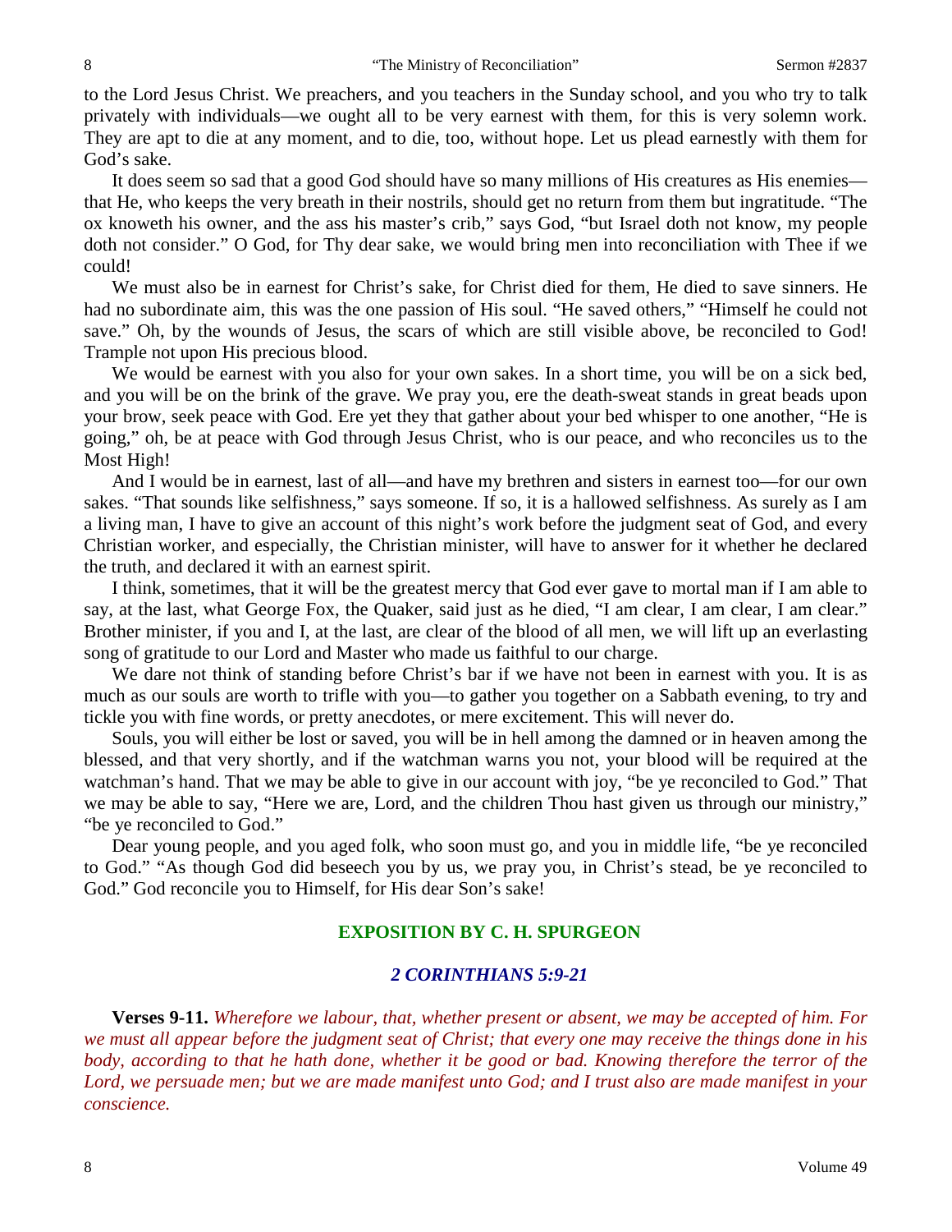to the Lord Jesus Christ. We preachers, and you teachers in the Sunday school, and you who try to talk privately with individuals—we ought all to be very earnest with them, for this is very solemn work. They are apt to die at any moment, and to die, too, without hope. Let us plead earnestly with them for God's sake.

It does seem so sad that a good God should have so many millions of His creatures as His enemies—that He, who keeps the very breath in their nostrils, should get no return from them but ingratitude. "The ox knoweth his owner, and the ass his master's crib," says God, "but Israel doth not know, my people doth not consider." O God, for Thy dear sake, we would bring men into reconciliation with Thee if we could!

We must also be in earnest for Christ's sake, for Christ died for them, He died to save sinners. He had no subordinate aim, this was the one passion of His soul. "He saved others," "Himself he could not save." Oh, by the wounds of Jesus, the scars of which are still visible above, be reconciled to God! Trample not upon His precious blood.

We would be earnest with you also for your own sakes. In a short time, you will be on a sick bed, and you will be on the brink of the grave. We pray you, ere the death-sweat stands in great beads upon your brow, seek peace with God. Ere yet they that gather about your bed whisper to one another, "He is going," oh, be at peace with God through Jesus Christ, who is our peace, and who reconciles us to the Most High!

And I would be in earnest, last of all—and have my brethren and sisters in earnest too—for our own sakes. "That sounds like selfishness," says someone. If so, it is a hallowed selfishness. As surely as I am a living man, I have to give an account of this night's work before the judgment seat of God, and every Christian worker, and especially, the Christian minister, will have to answer for it whether he declared the truth, and declared it with an earnest spirit.

I think, sometimes, that it will be the greatest mercy that God ever gave to mortal man if I am able to say, at the last, what George Fox, the Quaker, said just as he died, "I am clear, I am clear, I am clear." Brother minister, if you and I, at the last, are clear of the blood of all men, we will lift up an everlasting song of gratitude to our Lord and Master who made us faithful to our charge.

We dare not think of standing before Christ's bar if we have not been in earnest with you. It is as much as our souls are worth to trifle with you—to gather you together on a Sabbath evening, to try and tickle you with fine words, or pretty anecdotes, or mere excitement. This will never do.

Souls, you will either be lost or saved, you will be in hell among the damned or in heaven among the blessed, and that very shortly, and if the watchman warns you not, your blood will be required at the watchman's hand. That we may be able to give in our account with joy, "be ye reconciled to God." That we may be able to say, "Here we are, Lord, and the children Thou hast given us through our ministry," "be ye reconciled to God."

Dear young people, and you aged folk, who soon must go, and you in middle life, "be ye reconciled to God." "As though God did beseech you by us, we pray you, in Christ's stead, be ye reconciled to God." God reconcile you to Himself, for His dear Son's sake!

## EXPOSITION BY C. H. SPURGEON

### *2 CORINTHIANS 5:9-21*

**Verses 9-11.** *Wherefore we labour, that, whether present or absent, we may be accepted of him. For we must all appear before the judgment seat of Christ; that every one may receive the things done in his body, according to that he hath done, whether it be good or bad. Knowing therefore the terror of the Lord, we persuade men; but we are made manifest unto God; and I trust also are made manifest in your conscience.*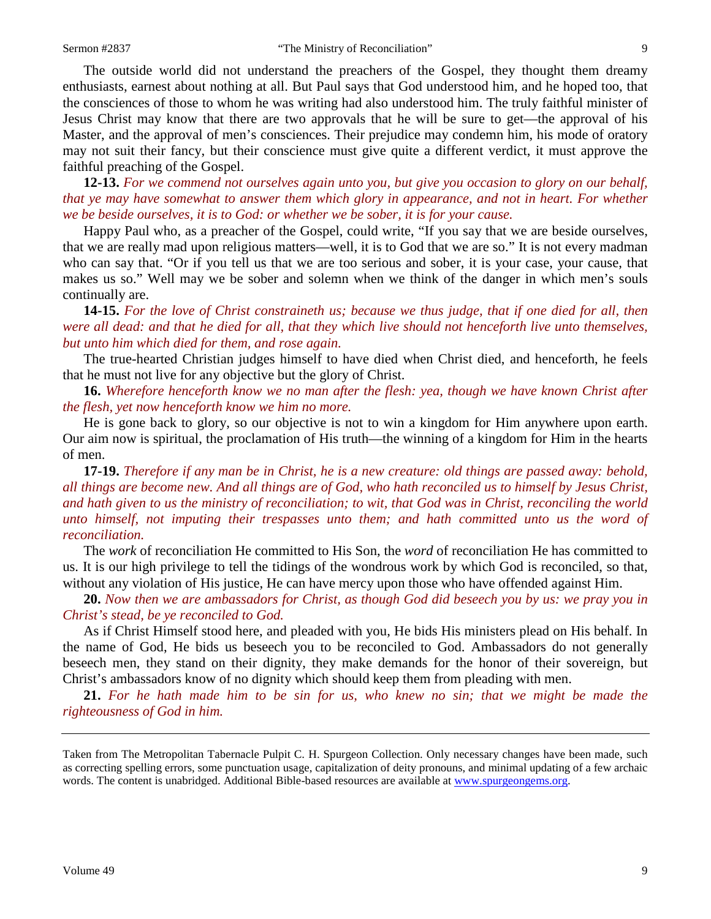The outside world did not understand the preachers of the Gospel, they thought them dreamy enthusiasts, earnest about nothing at all. But Paul says that God understood him, and he hoped too, that the consciences of those to whom he was writing had also understood him. The truly faithful minister of Jesus Christ may know that there are two approvals that he will be sure to get—the approval of his Master, and the approval of men's consciences. Their prejudice may condemn him, his mode of oratory may not suit their fancy, but their conscience must give quite a different verdict, it must approve the faithful preaching of the Gospel.

**12-13.** *For we commend not ourselves again unto you, but give you occasion to glory on our behalf, that ye may have somewhat to answer them which glory in appearance, and not in heart. For whether we be beside ourselves, it is to God: or whether we be sober, it is for your cause.*

Happy Paul who, as a preacher of the Gospel, could write, "If you say that we are beside ourselves, that we are really mad upon religious matters—well, it is to God that we are so." It is not every madman who can say that. "Or if you tell us that we are too serious and sober, it is your case, your cause, that makes us so." Well may we be sober and solemn when we think of the danger in which men's souls continually are.

**14-15.** *For the love of Christ constraineth us; because we thus judge, that if one died for all, then were all dead: and that he died for all, that they which live should not henceforth live unto themselves, but unto him which died for them, and rose again.*

The true-hearted Christian judges himself to have died when Christ died, and henceforth, he feels that he must not live for any objective but the glory of Christ.

**16.** *Wherefore henceforth know we no man after the flesh: yea, though we have known Christ after the flesh, yet now henceforth know we him no more.*

He is gone back to glory, so our objective is not to win a kingdom for Him anywhere upon earth. Our aim now is spiritual, the proclamation of His truth—the winning of a kingdom for Him in the hearts of men.

**17-19.** *Therefore if any man be in Christ, he is a new creature: old things are passed away: behold, all things are become new. And all things are of God, who hath reconciled us to himself by Jesus Christ, and hath given to us the ministry of reconciliation; to wit, that God was in Christ, reconciling the world unto himself, not imputing their trespasses unto them; and hath committed unto us the word of reconciliation.*

The *work* of reconciliation He committed to His Son, the *word* of reconciliation He has committed to us. It is our high privilege to tell the tidings of the wondrous work by which God is reconciled, so that, without any violation of His justice, He can have mercy upon those who have offended against Him.

**20.** *Now then we are ambassadors for Christ, as though God did beseech you by us: we pray you in Christ's stead, be ye reconciled to God.*

As if Christ Himself stood here, and pleaded with you, He bids His ministers plead on His behalf. In the name of God, He bids us beseech you to be reconciled to God. Ambassadors do not generally beseech men, they stand on their dignity, they make demands for the honor of their sovereign, but Christ's ambassadors know of no dignity which should keep them from pleading with men.

**21.** *For he hath made him to be sin for us, who knew no sin; that we might be made the righteousness of God in him.*

---

Taken from The Metropolitan Tabernacle Pulpit C. H. Spurgeon Collection. Only necessary changes have been made, such as correcting spelling errors, some punctuation usage, capitalization of deity pronouns, and minimal updating of a few archaic words. The content is unabridged. Additional Bible-based resources are available at www.spurgeongems.org.